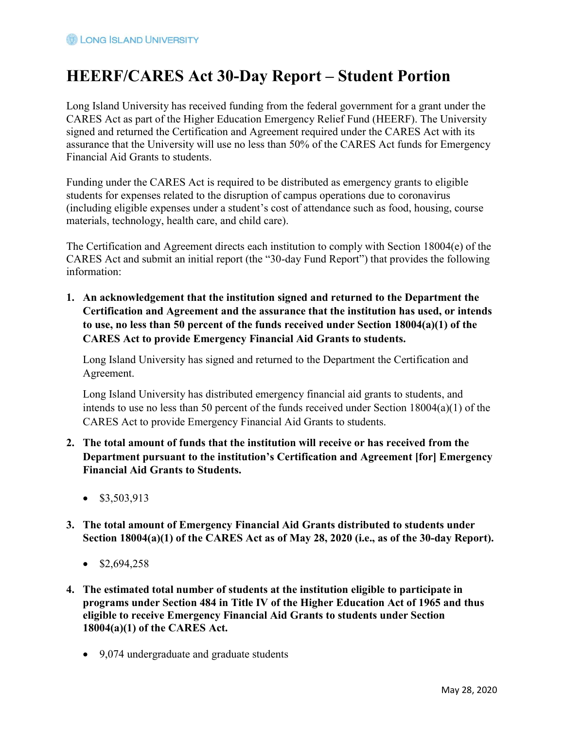# HEERF/CARES Act 30-Day Report – Student Portion

Long Island University has received funding from the federal government for a grant under the CARES Act as part of the Higher Education Emergency Relief Fund (HEERF). The University signed and returned the Certification and Agreement required under the CARES Act with its assurance that the University will use no less than 50% of the CARES Act funds for Emergency Financial Aid Grants to students.

Funding under the CARES Act is required to be distributed as emergency grants to eligible students for expenses related to the disruption of campus operations due to coronavirus (including eligible expenses under a student's cost of attendance such as food, housing, course materials, technology, health care, and child care).

The Certification and Agreement directs each institution to comply with Section 18004(e) of the CARES Act and submit an initial report (the "30-day Fund Report") that provides the following information:

1. **An acknowledgement that the institution signed and returned to the Department the Certification and Agreement and the assurance that the institution has used, or intends to use, no less than 50 percent of the funds received under Section 18004(a)(1) of the CARES Act to provide Emergency Financial Aid Grants to students.**

   Long Island University has signed and returned to the Department the Certification and Agreement.

   Long Island University has distributed emergency financial aid grants to students, and intends to use no less than 50 percent of the funds received under Section 18004(a)(1) of the CARES Act to provide Emergency Financial Aid Grants to students.

2. **The total amount of funds that the institution will receive or has received from the Department pursuant to the institution's Certification and Agreement [for] Emergency Financial Aid Grants to Students.**

   - $3,503,913

3. **The total amount of Emergency Financial Aid Grants distributed to students under Section 18004(a)(1) of the CARES Act as of May 28, 2020 (i.e., as of the 30-day Report).**

   - $2,694,258

4. **The estimated total number of students at the institution eligible to participate in programs under Section 484 in Title IV of the Higher Education Act of 1965 and thus eligible to receive Emergency Financial Aid Grants to students under Section 18004(a)(1) of the CARES Act.**

   - 9,074 undergraduate and graduate students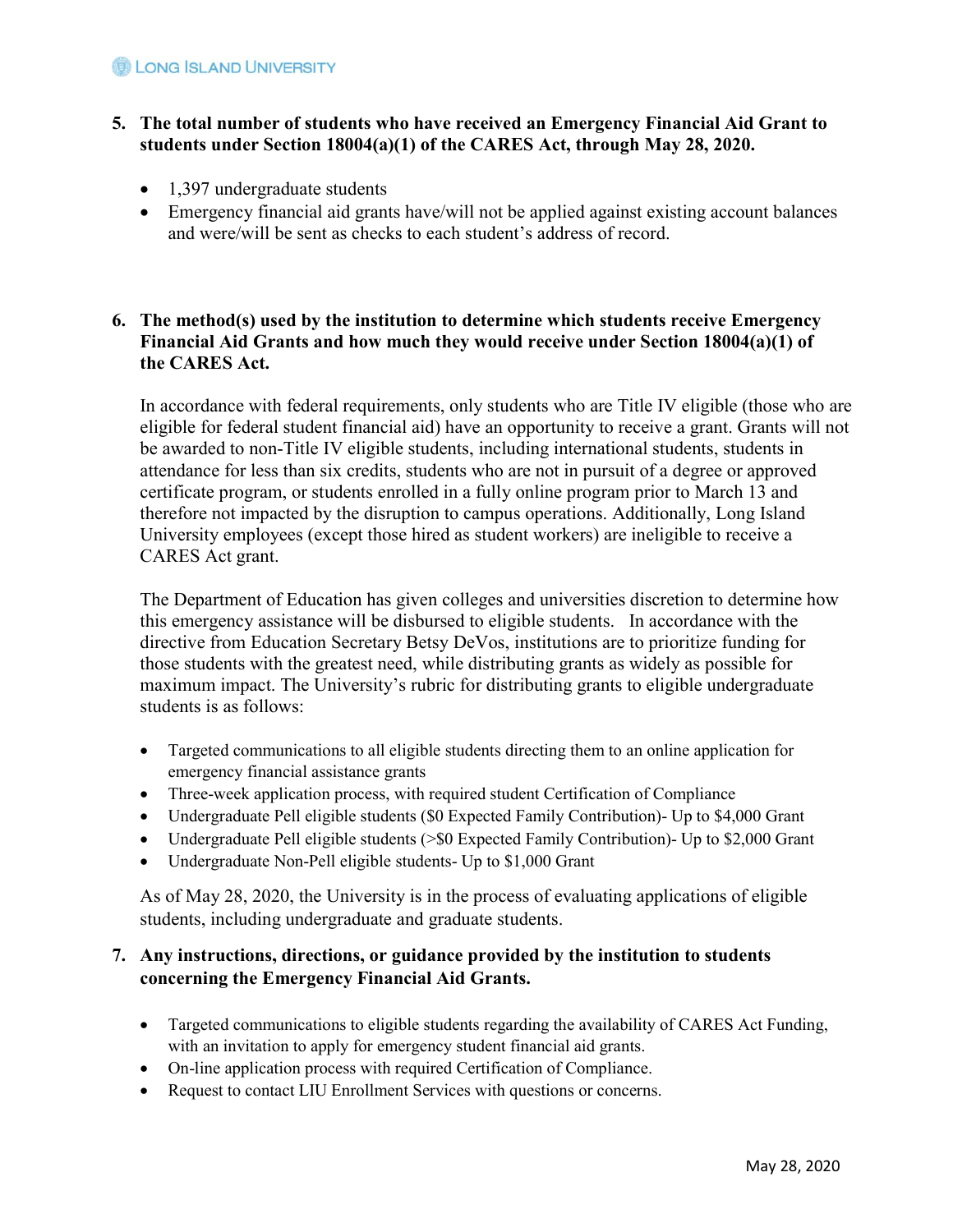5. **The total number of students who have received an Emergency Financial Aid Grant to students under Section 18004(a)(1) of the CARES Act, through May 28, 2020.**

   - 1,397 undergraduate students
   - Emergency financial aid grants have/will not be applied against existing account balances and were/will be sent as checks to each student's address of record.

6. **The method(s) used by the institution to determine which students receive Emergency Financial Aid Grants and how much they would receive under Section 18004(a)(1) of the CARES Act.**

   In accordance with federal requirements, only students who are Title IV eligible (those who are eligible for federal student financial aid) have an opportunity to receive a grant. Grants will not be awarded to non-Title IV eligible students, including international students, students in attendance for less than six credits, students who are not in pursuit of a degree or approved certificate program, or students enrolled in a fully online program prior to March 13 and therefore not impacted by the disruption to campus operations. Additionally, Long Island University employees (except those hired as student workers) are ineligible to receive a CARES Act grant.

   The Department of Education has given colleges and universities discretion to determine how this emergency assistance will be disbursed to eligible students. In accordance with the directive from Education Secretary Betsy DeVos, institutions are to prioritize funding for those students with the greatest need, while distributing grants as widely as possible for maximum impact. The University's rubric for distributing grants to eligible undergraduate students is as follows:

   - Targeted communications to all eligible students directing them to an online application for emergency financial assistance grants
   - Three-week application process, with required student Certification of Compliance
   - Undergraduate Pell eligible students ($0 Expected Family Contribution)- Up to $4,000 Grant
   - Undergraduate Pell eligible students (>$0 Expected Family Contribution)- Up to $2,000 Grant
   - Undergraduate Non-Pell eligible students- Up to $1,000 Grant

   As of May 28, 2020, the University is in the process of evaluating applications of eligible students, including undergraduate and graduate students.

7. **Any instructions, directions, or guidance provided by the institution to students concerning the Emergency Financial Aid Grants.**

   - Targeted communications to eligible students regarding the availability of CARES Act Funding, with an invitation to apply for emergency student financial aid grants.
   - On-line application process with required Certification of Compliance.
   - Request to contact LIU Enrollment Services with questions or concerns.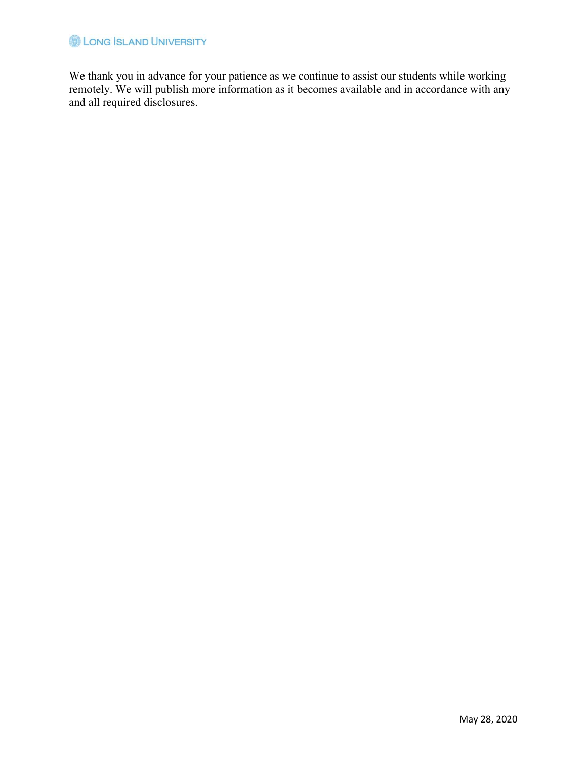We thank you in advance for your patience as we continue to assist our students while working remotely. We will publish more information as it becomes available and in accordance with any and all required disclosures.